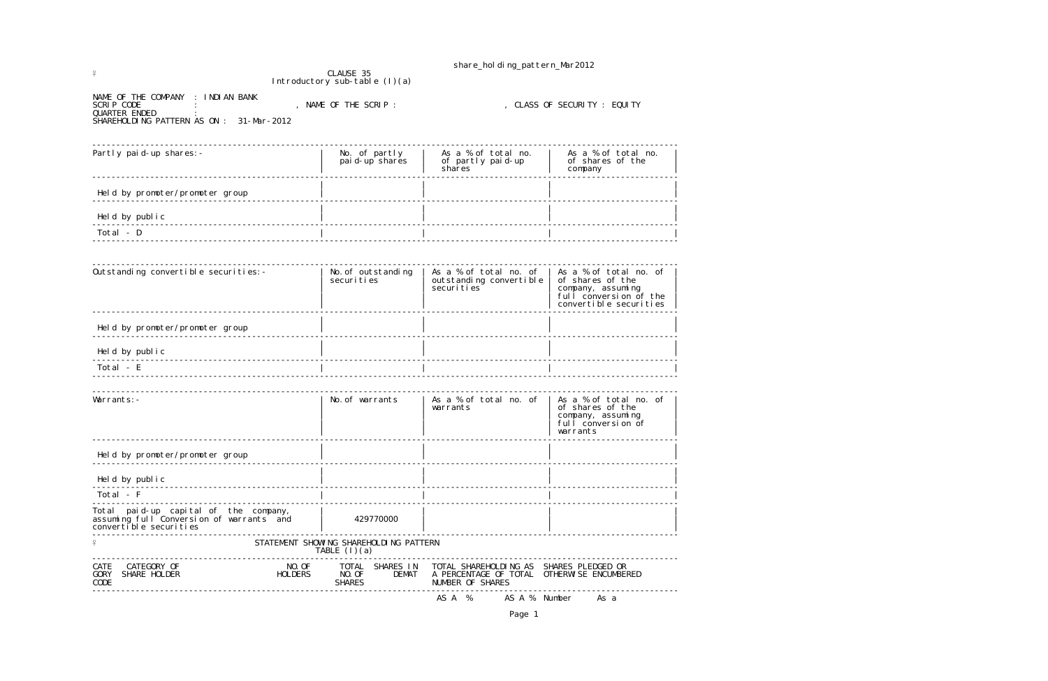CLAUSE 35
Introductory sub-table (I)(a)

NAME OF THE COMPANY : INDIAN BANK
SCRIP CODE : , NAME OF THE SCRIP : , CLASS OF SECURITY : EQUITY
QUARTER ENDED :
SHAREHOLDING PATTERN AS ON : 31-Mar-2012

| Partly paid-up shares:- | No. of partly paid-up shares | As a % of total no. of partly paid-up shares | As a % of total no. of shares of the company |
|---|---|---|---|
| Held by promoter/promoter group | | | |
| Held by public | | | |
| Total - D | | | |

| Outstanding convertible securities:- | No.of outstanding securities | As a % of total no. of outstanding convertible securities | As a % of total no. of of shares of the company, assuming full conversion of the convertible securities |
|---|---|---|---|
| Held by promoter/promoter group | | | |
| Held by public | | | |
| Total - E | | | |

| Warrants:- | No.of warrants | As a % of total no. of warrants | As a % of total no. of of shares of the company, assuming full conversion of warrants |
|---|---|---|---|
| Held by promoter/promoter group | | | |
| Held by public | | | |
| Total - F | | | |
| Total paid-up capital of the company, assuming full Conversion of warrants and convertible securities | 429770000 | | |

STATEMENT SHOWING SHAREHOLDING PATTERN
TABLE (I)(a)

| CATEGORY CODE | CATEGORY OF SHARE HOLDER | NO.OF HOLDERS | TOTAL NO.OF SHARES | SHARES IN DEMAT | TOTAL SHAREHOLDING AS A PERCENTAGE OF TOTAL NUMBER OF SHARES | | SHARES PLEDGED OR OTHERWISE ENCUMBERED | |
|---|---|---|---|---|---|---|---|---|
| | | | | | AS A % | AS A % | Number | As a |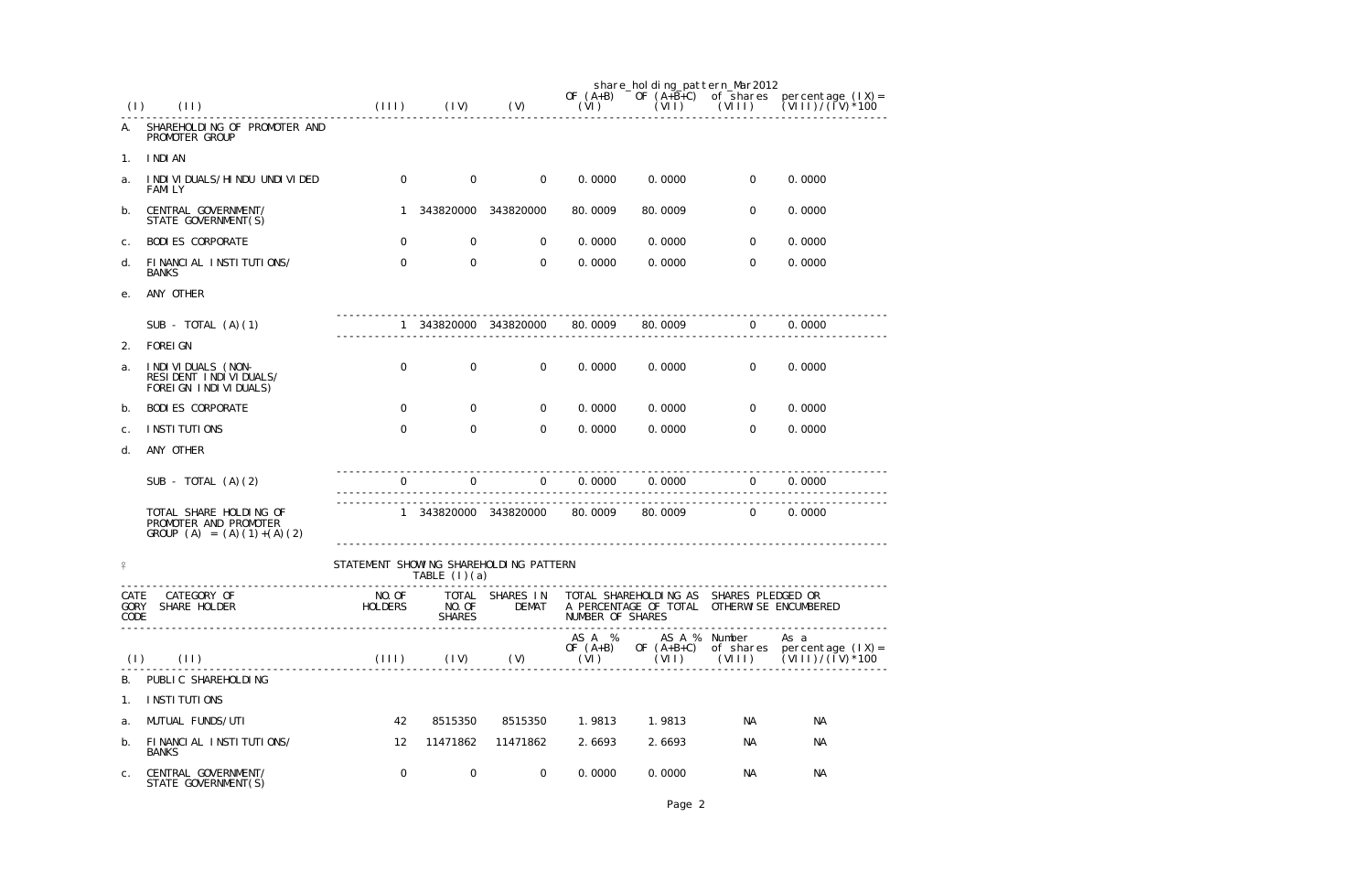| (I) | (II) | (III) | (IV) | (V) | OF (A+B) (VI) | OF (A+B+C) (VII) | of shares (VIII) | percentage (IX)= (VIII)/(IV)*100 |
|---|---|---|---|---|---|---|---|---|
| A. | SHAREHOLDING OF PROMOTER AND PROMOTER GROUP | | | | | | | |
| 1. | INDIAN | | | | | | | |
| a. | INDIVIDUALS/HINDU UNDIVIDED FAMILY | 0 | 0 | 0 | 0.0000 | 0.0000 | 0 | 0.0000 |
| b. | CENTRAL GOVERNMENT/ STATE GOVERNMENT(S) | 1 | 343820000 | 343820000 | 80.0009 | 80.0009 | 0 | 0.0000 |
| c. | BODIES CORPORATE | 0 | 0 | 0 | 0.0000 | 0.0000 | 0 | 0.0000 |
| d. | FINANCIAL INSTITUTIONS/ BANKS | 0 | 0 | 0 | 0.0000 | 0.0000 | 0 | 0.0000 |
| e. | ANY OTHER | | | | | | | |
| | SUB - TOTAL (A)(1) | 1 | 343820000 | 343820000 | 80.0009 | 80.0009 | 0 | 0.0000 |
| 2. | FOREIGN | | | | | | | |
| a. | INDIVIDUALS (NON-RESIDENT INDIVIDUALS/ FOREIGN INDIVIDUALS) | 0 | 0 | 0 | 0.0000 | 0.0000 | 0 | 0.0000 |
| b. | BODIES CORPORATE | 0 | 0 | 0 | 0.0000 | 0.0000 | 0 | 0.0000 |
| c. | INSTITUTIONS | 0 | 0 | 0 | 0.0000 | 0.0000 | 0 | 0.0000 |
| d. | ANY OTHER | | | | | | | |
| | SUB - TOTAL (A)(2) | 0 | 0 | 0 | 0.0000 | 0.0000 | 0 | 0.0000 |
| | TOTAL SHARE HOLDING OF PROMOTER AND PROMOTER GROUP (A) = (A)(1)+(A)(2) | 1 | 343820000 | 343820000 | 80.0009 | 80.0009 | 0 | 0.0000 |

STATEMENT SHOWING SHAREHOLDING PATTERN
TABLE (I)(a)

| CATEGORY CODE | CATEGORY OF SHARE HOLDER | NO.OF HOLDERS | TOTAL NO.OF SHARES | SHARES IN DEMAT | TOTAL SHAREHOLDING AS A PERCENTAGE OF TOTAL NUMBER OF SHARES | | SHARES PLEDGED OR OTHERWISE ENCUMBERED | |
|---|---|---|---|---|---|---|---|---|
| | | | | | AS A % OF (A+B) | AS A % OF (A+B+C) | Number of shares | As a percentage (IX)= (VIII)/(IV)*100 |
| (I) | (II) | (III) | (IV) | (V) | (VI) | (VII) | (VIII) | (IX) |
| B. | PUBLIC SHAREHOLDING | | | | | | | |
| 1. | INSTITUTIONS | | | | | | | |
| a. | MUTUAL FUNDS/UTI | 42 | 8515350 | 8515350 | 1.9813 | 1.9813 | NA | NA |
| b. | FINANCIAL INSTITUTIONS/ BANKS | 12 | 11471862 | 11471862 | 2.6693 | 2.6693 | NA | NA |
| c. | CENTRAL GOVERNMENT/ STATE GOVERNMENT(S) | 0 | 0 | 0 | 0.0000 | 0.0000 | NA | NA |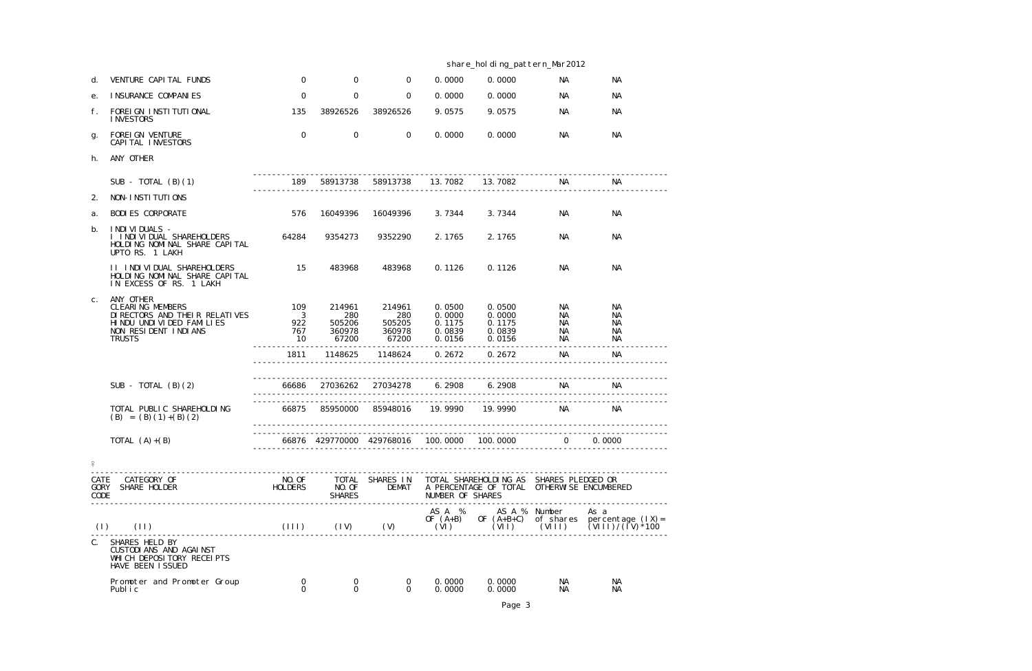| | | | | | | | | |
|---|---|---|---|---|---|---|---|---|
| d. | VENTURE CAPITAL FUNDS | 0 | 0 | 0 | 0.0000 | 0.0000 | NA | NA |
| e. | INSURANCE COMPANIES | 0 | 0 | 0 | 0.0000 | 0.0000 | NA | NA |
| f. | FOREIGN INSTITUTIONAL INVESTORS | 135 | 38926526 | 38926526 | 9.0575 | 9.0575 | NA | NA |
| g. | FOREIGN VENTURE CAPITAL INVESTORS | 0 | 0 | 0 | 0.0000 | 0.0000 | NA | NA |
| h. | ANY OTHER | | | | | | | |
| | SUB - TOTAL (B)(1) | 189 | 58913738 | 58913738 | 13.7082 | 13.7082 | NA | NA |
| 2. | NON-INSTITUTIONS | | | | | | | |
| a. | BODIES CORPORATE | 576 | 16049396 | 16049396 | 3.7344 | 3.7344 | NA | NA |
| b. | INDIVIDUALS - I INDIVIDUAL SHAREHOLDERS HOLDING NOMINAL SHARE CAPITAL UPTO RS. 1 LAKH | 64284 | 9354273 | 9352290 | 2.1765 | 2.1765 | NA | NA |
| | II INDIVIDUAL SHAREHOLDERS HOLDING NOMINAL SHARE CAPITAL IN EXCESS OF RS. 1 LAKH | 15 | 483968 | 483968 | 0.1126 | 0.1126 | NA | NA |
| c. | ANY OTHER | | | | | | | |
| | CLEARING MEMBERS | 109 | 214961 | 214961 | 0.0500 | 0.0500 | NA | NA |
| | DIRECTORS AND THEIR RELATIVES | 3 | 280 | 280 | 0.0000 | 0.0000 | NA | NA |
| | HINDU UNDIVIDED FAMILIES | 922 | 505206 | 505205 | 0.1175 | 0.1175 | NA | NA |
| | NON RESIDENT INDIANS | 767 | 360978 | 360978 | 0.0839 | 0.0839 | NA | NA |
| | TRUSTS | 10 | 67200 | 67200 | 0.0156 | 0.0156 | NA | NA |
| | | 1811 | 1148625 | 1148624 | 0.2672 | 0.2672 | NA | NA |
| | SUB - TOTAL (B)(2) | 66686 | 27036262 | 27034278 | 6.2908 | 6.2908 | NA | NA |
| | TOTAL PUBLIC SHAREHOLDING (B) = (B)(1)+(B)(2) | 66875 | 85950000 | 85948016 | 19.9990 | 19.9990 | NA | NA |
| | TOTAL (A)+(B) | 66876 | 429770000 | 429768016 | 100.0000 | 100.0000 | 0 | 0.0000 |

| CATEGORY CODE | CATEGORY OF SHARE HOLDER | NO. OF HOLDERS | TOTAL NO. OF SHARES | SHARES IN DEMAT | TOTAL SHAREHOLDING AS A PERCENTAGE OF TOTAL NUMBER OF SHARES | | SHARES PLEDGED OR OTHERWISE ENCUMBERED | |
|---|---|---|---|---|---|---|---|---|
| | | | | | AS A % OF (A+B) | AS A % OF (A+B+C) | Number of shares | As a percentage (IX) = (VIII)/(IV)*100 |
| (I) | (II) | (III) | (IV) | (V) | (VI) | (VII) | (VIII) | |
| C. | SHARES HELD BY CUSTODIANS AND AGAINST WHICH DEPOSITORY RECEIPTS HAVE BEEN ISSUED | | | | | | | |
| | Promoter and Promoter Group | 0 | 0 | 0 | 0.0000 | 0.0000 | NA | NA |
| | Public | 0 | 0 | 0 | 0.0000 | 0.0000 | NA | NA |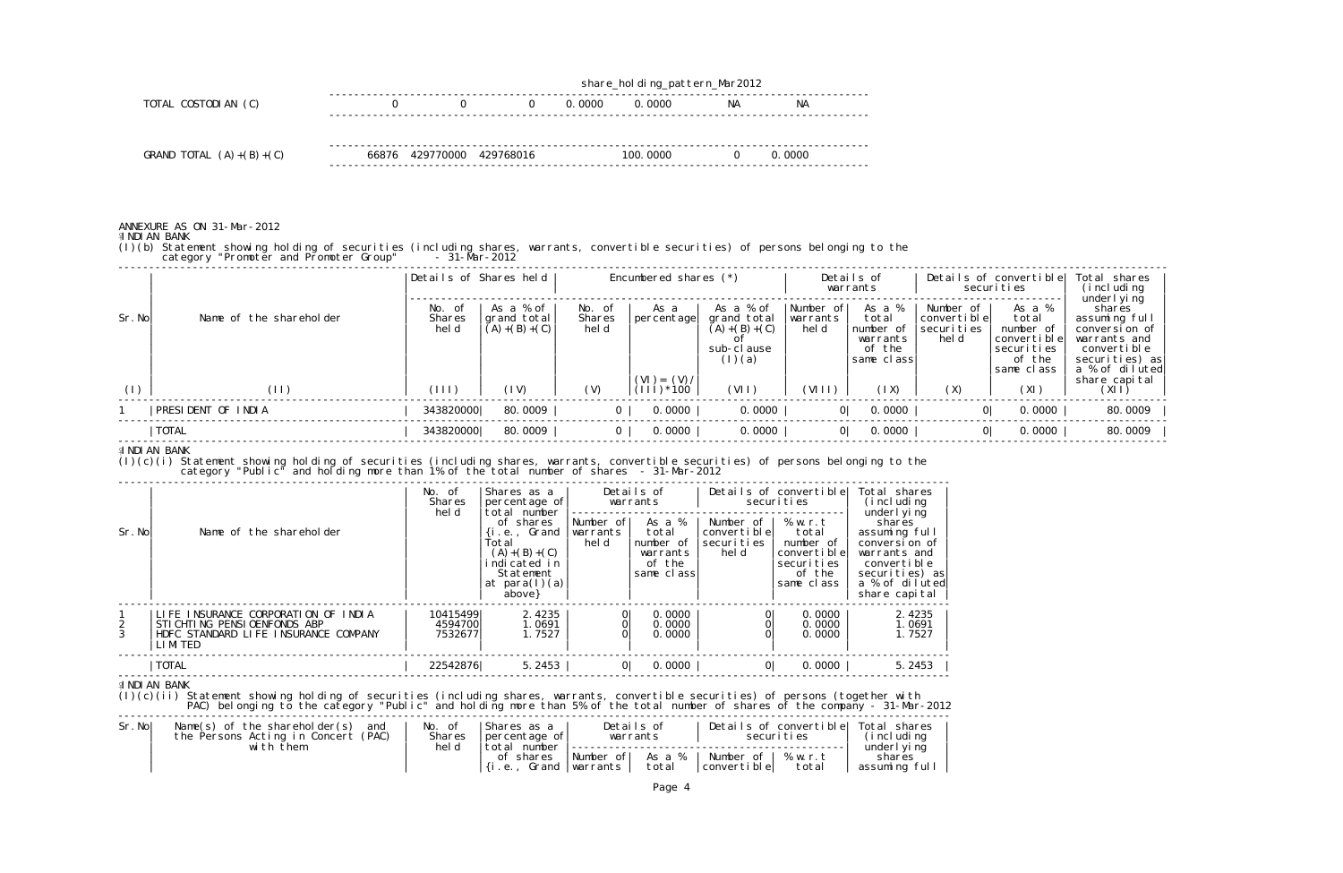| TOTAL COSTODIAN (C) | 0 | 0 | 0 | 0.0000 | 0.0000 | NA | NA |
|---|---|---|---|---|---|---|---|
| GRAND TOTAL (A)+(B)+(C) | 66876 | 429770000 | 429768016 | | 100.0000 | 0 | 0.0000 |

ANNEXURE AS ON 31-Mar-2012

INDIAN BANK

(I)(b) Statement showing holding of securities (including shares, warrants, convertible securities) of persons belonging to the category "Promoter and Promoter Group" - 31-Mar-2012

| Sr.No | Name of the shareholder | Details of Shares held | | Encumbered shares (*) | | | Details of warrants | | Details of convertible securities | | Total shares (including underlying shares assuming full conversion of warrants and convertible securities) as a % of diluted share capital |
|---|---|---|---|---|---|---|---|---|---|---|---|
| | | No. of Shares held | As a % of grand total (A)+(B)+(C) | No. of Shares held | As a percentage | As a % of grand total (A)+(B)+(C) of sub-clause (I)(a) | Number of warrants held | As a % total number of warrants of the same class | Number of convertible securities held | As a % total number of convertible securities of the same class | |
| (I) | (II) | (III) | (IV) | (V) | (VI)=(V)/(III)*100 | (VII) | (VIII) | (IX) | (X) | (XI) | (XII) |
| 1 | PRESIDENT OF INDIA | 343820000 | 80.0009 | 0 | 0.0000 | 0.0000 | 0 | 0.0000 | 0 | 0.0000 | 80.0009 |
| | TOTAL | 343820000 | 80.0009 | 0 | 0.0000 | 0.0000 | 0 | 0.0000 | 0 | 0.0000 | 80.0009 |

INDIAN BANK

(I)(c)(i) Statement showing holding of securities (including shares, warrants, convertible securities) of persons belonging to the category "Public" and holding more than 1% of the total number of shares - 31-Mar-2012

| Sr.No | Name of the shareholder | No. of Shares held | Shares as a percentage of total number of shares {i.e., Grand Total (A)+(B)+(C) indicated in Statement at para(I)(a) above} | Details of warrants | | Details of convertible securities | | Total shares (including underlying shares assuming full conversion of warrants and convertible securities) as a % of diluted share capital |
|---|---|---|---|---|---|---|---|---|
| | | | | Number of warrants held | As a % total number of warrants of the same class | Number of convertible securities held | % w.r.t total number of convertible securities of the same class | |
| 1 | LIFE INSURANCE CORPORATION OF INDIA | 10415499 | 2.4235 | 0 | 0.0000 | 0 | 0.0000 | 2.4235 |
| 2 | STICHTING PENSIOENFONDS ABP | 4594700 | 1.0691 | 0 | 0.0000 | 0 | 0.0000 | 1.0691 |
| 3 | HDFC STANDARD LIFE INSURANCE COMPANY LIMITED | 7532677 | 1.7527 | 0 | 0.0000 | 0 | 0.0000 | 1.7527 |
| | TOTAL | 22542876 | 5.2453 | 0 | 0.0000 | 0 | 0.0000 | 5.2453 |

INDIAN BANK

(I)(c)(ii) Statement showing holding of securities (including shares, warrants, convertible securities) of persons (together with PAC) belonging to the category "Public" and holding more than 5% of the total number of shares of the company - 31-Mar-2012

| Sr.No | Name(s) of the shareholder(s) and the Persons Acting in Concert (PAC) with them | No. of Shares held | Shares as a percentage of total number of shares {i.e., Grand | Details of warrants | | Details of convertible securities | | Total shares (including underlying shares assuming full |
|---|---|---|---|---|---|---|---|---|
| | | | | Number of warrants | As a % total | Number of convertible | % w.r.t total | |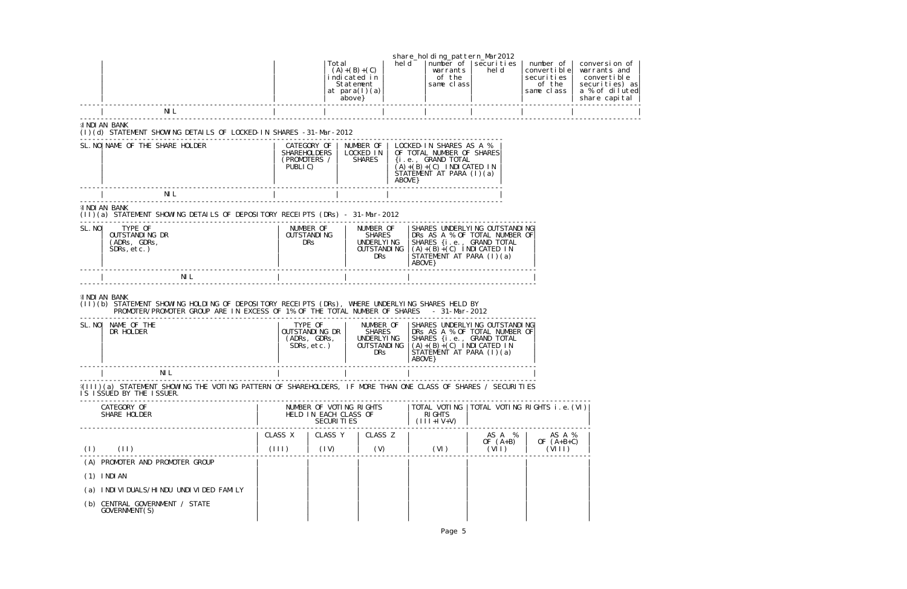share_holding_pattern_Mar2012

| | | Total (A)+(B)+(C) indicated in Statement at para(I)(a) above} | held | number of warrants of the same class | securities held | number of convertible securities of the same class | conversion of warrants and convertible securities) as a % of diluted share capital |
|---|---|---|---|---|---|---|---|
| NIL | | | | | | | |

INDIAN BANK

(I)(d) STATEMENT SHOWING DETAILS OF LOCKED-IN SHARES - 31-Mar-2012

| SL.NO | NAME OF THE SHARE HOLDER | CATEGORY OF SHAREHOLDERS (PROMOTERS / PUBLIC) | NUMBER OF LOCKED IN SHARES | LOCKED-IN SHARES AS A % OF TOTAL NUMBER OF SHARES {i.e., GRAND TOTAL (A)+(B)+(C) INDICATED IN STATEMENT AT PARA (I)(a) ABOVE} |
|---|---|---|---|---|
| | NIL | | | |

INDIAN BANK

(II)(a) STATEMENT SHOWING DETAILS OF DEPOSITORY RECEIPTS (DRs) - 31-Mar-2012

| SL.NO | TYPE OF OUTSTANDING DR (ADRs, GDRs, SDRs, etc.) | NUMBER OF OUTSTANDING DRs | NUMBER OF SHARES UNDERLYING OUTSTANDING DRs | SHARES UNDERLYING OUTSTANDING DRs AS A % OF TOTAL NUMBER OF SHARES {i.e., GRAND TOTAL (A)+(B)+(C) INDICATED IN STATEMENT AT PARA (I)(a) ABOVE} |
|---|---|---|---|---|
| | NIL | | | |

INDIAN BANK

(II)(b) STATEMENT SHOWING HOLDING OF DEPOSITORY RECEIPTS (DRs), WHERE UNDERLYING SHARES HELD BY PROMOTER/PROMOTER GROUP ARE IN EXCESS OF 1% OF THE TOTAL NUMBER OF SHARES - 31-Mar-2012

| SL.NO | NAME OF THE DR HOLDER | TYPE OF OUTSTANDING DR (ADRs, GDRs, SDRs, etc.) | NUMBER OF SHARES UNDERLYING OUTSTANDING DRs | SHARES UNDERLYING OUTSTANDING DRs AS A % OF TOTAL NUMBER OF SHARES {i.e., GRAND TOTAL (A)+(B)+(C) INDICATED IN STATEMENT AT PARA (I)(a) ABOVE} |
|---|---|---|---|---|
| | NIL | | | |

(III)(a) STATEMENT SHOWING THE VOTING PATTERN OF SHAREHOLDERS, IF MORE THAN ONE CLASS OF SHARES / SECURITIES IS ISSUED BY THE ISSUER.

| | CATEGORY OF SHARE HOLDER | NUMBER OF VOTING RIGHTS HELD IN EACH CLASS OF SECURITIES | | | TOTAL VOTING RIGHTS (III+IV+V) | TOTAL VOTING RIGHTS i.e.(VI) | |
|---|---|---|---|---|---|---|---|
| | | CLASS X | CLASS Y | CLASS Z | | AS A % OF (A+B) | AS A % OF (A+B+C) |
| (I) | (II) | (III) | (IV) | (V) | (VI) | (VII) | (VIII) |
| (A) | PROMOTER AND PROMOTER GROUP | | | | | | |
| (1) | INDIAN | | | | | | |
| (a) | INDIVIDUALS/HINDU UNDIVIDED FAMILY | | | | | | |
| (b) | CENTRAL GOVERNMENT / STATE GOVERNMENT(S) | | | | | | |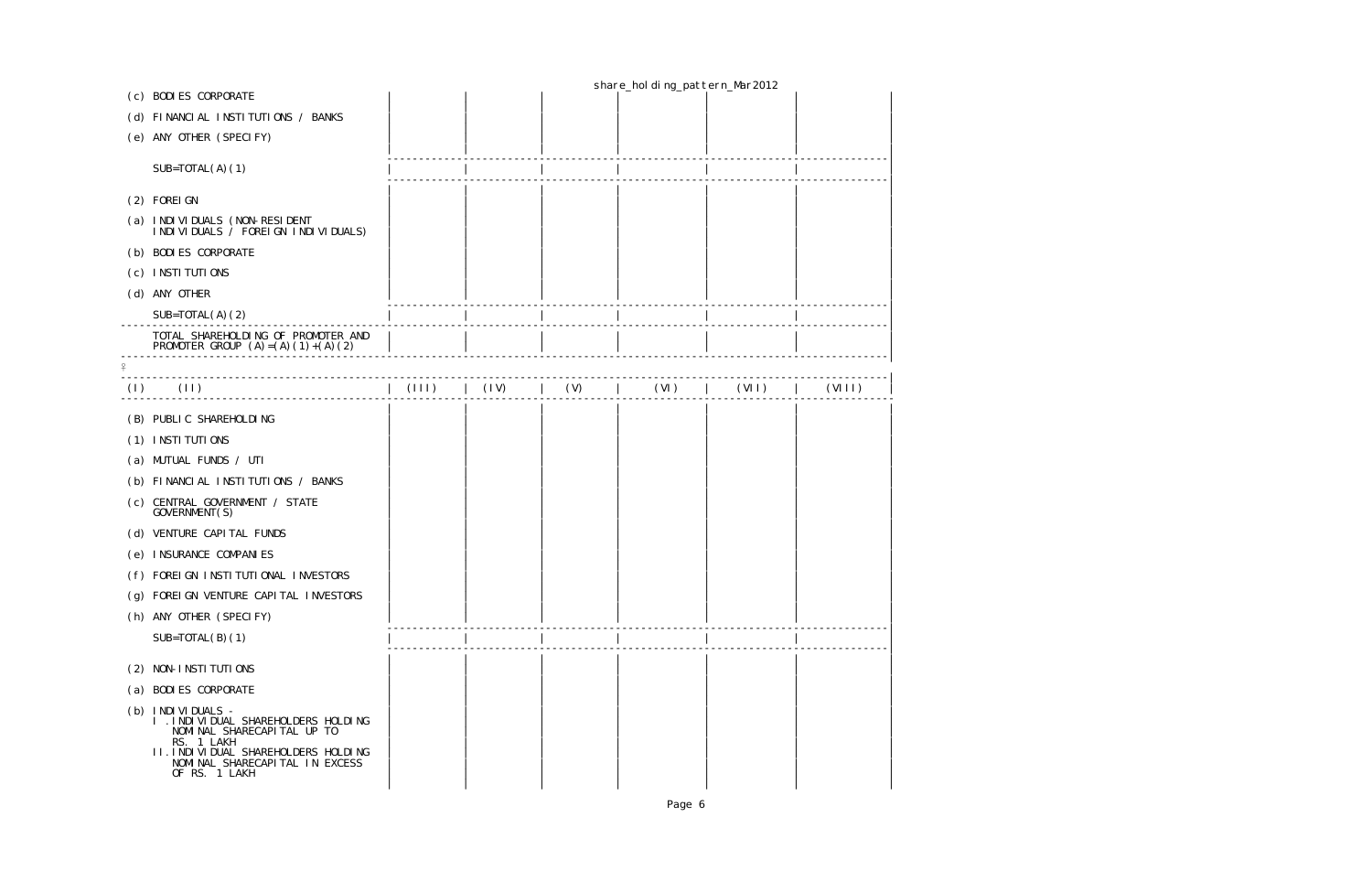| | | | | | | |
|---|---|---|---|---|---|---|
| (c) BODIES CORPORATE | | | | | | |
| (d) FINANCIAL INSTITUTIONS / BANKS | | | | | | |
| (e) ANY OTHER (SPECIFY) | | | | | | |
| SUB=TOTAL(A)(1) | | | | | | |
| (2) FOREIGN | | | | | | |
| (a) INDIVIDUALS (NON-RESIDENT INDIVIDUALS / FOREIGN INDIVIDUALS) | | | | | | |
| (b) BODIES CORPORATE | | | | | | |
| (c) INSTITUTIONS | | | | | | |
| (d) ANY OTHER | | | | | | |
| SUB=TOTAL(A)(2) | | | | | | |
| TOTAL SHAREHOLDING OF PROMOTER AND PROMOTER GROUP (A)=(A)(1)+(A)(2) | | | | | | |

| (I) (II) | (III) | (IV) | (V) | (VI) | (VII) | (VIII) |
|---|---|---|---|---|---|---|
| (B) PUBLIC SHAREHOLDING | | | | | | |
| (1) INSTITUTIONS | | | | | | |
| (a) MUTUAL FUNDS / UTI | | | | | | |
| (b) FINANCIAL INSTITUTIONS / BANKS | | | | | | |
| (c) CENTRAL GOVERNMENT / STATE GOVERNMENT(S) | | | | | | |
| (d) VENTURE CAPITAL FUNDS | | | | | | |
| (e) INSURANCE COMPANIES | | | | | | |
| (f) FOREIGN INSTITUTIONAL INVESTORS | | | | | | |
| (g) FOREIGN VENTURE CAPITAL INVESTORS | | | | | | |
| (h) ANY OTHER (SPECIFY) | | | | | | |
| SUB=TOTAL(B)(1) | | | | | | |
| (2) NON-INSTITUTIONS | | | | | | |
| (a) BODIES CORPORATE | | | | | | |
| (b) INDIVIDUALS - I. INDIVIDUAL SHAREHOLDERS HOLDING NOMINAL SHARECAPITAL UP TO RS. 1 LAKH II. INDIVIDUAL SHAREHOLDERS HOLDING NOMINAL SHARECAPITAL IN EXCESS OF RS. 1 LAKH | | | | | | |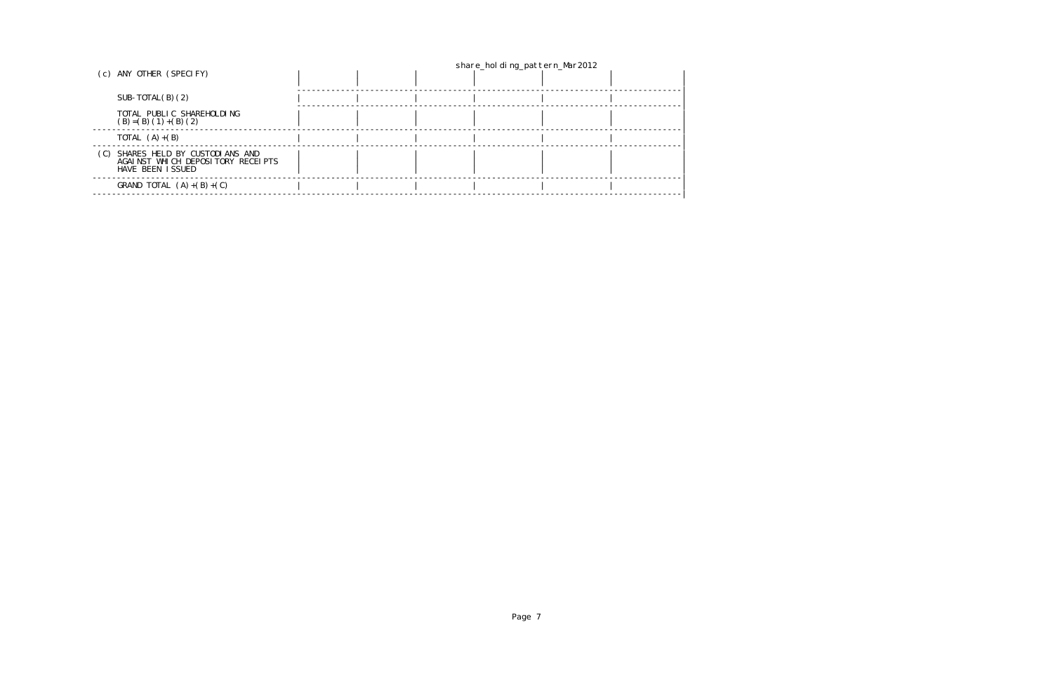| | | | | | | | |
|---|---|---|---|---|---|---|---|
| (c) | ANY OTHER (SPECIFY) | | | | | | |
| | SUB-TOTAL(B)(2) | | | | | | |
| | TOTAL PUBLIC SHAREHOLDING (B)=(B)(1)+(B)(2) | | | | | | |
| | TOTAL (A)+(B) | | | | | | |
| (C) | SHARES HELD BY CUSTODIANS AND AGAINST WHICH DEPOSITORY RECEIPTS HAVE BEEN ISSUED | | | | | | |
| | GRAND TOTAL (A)+(B)+(C) | | | | | | |